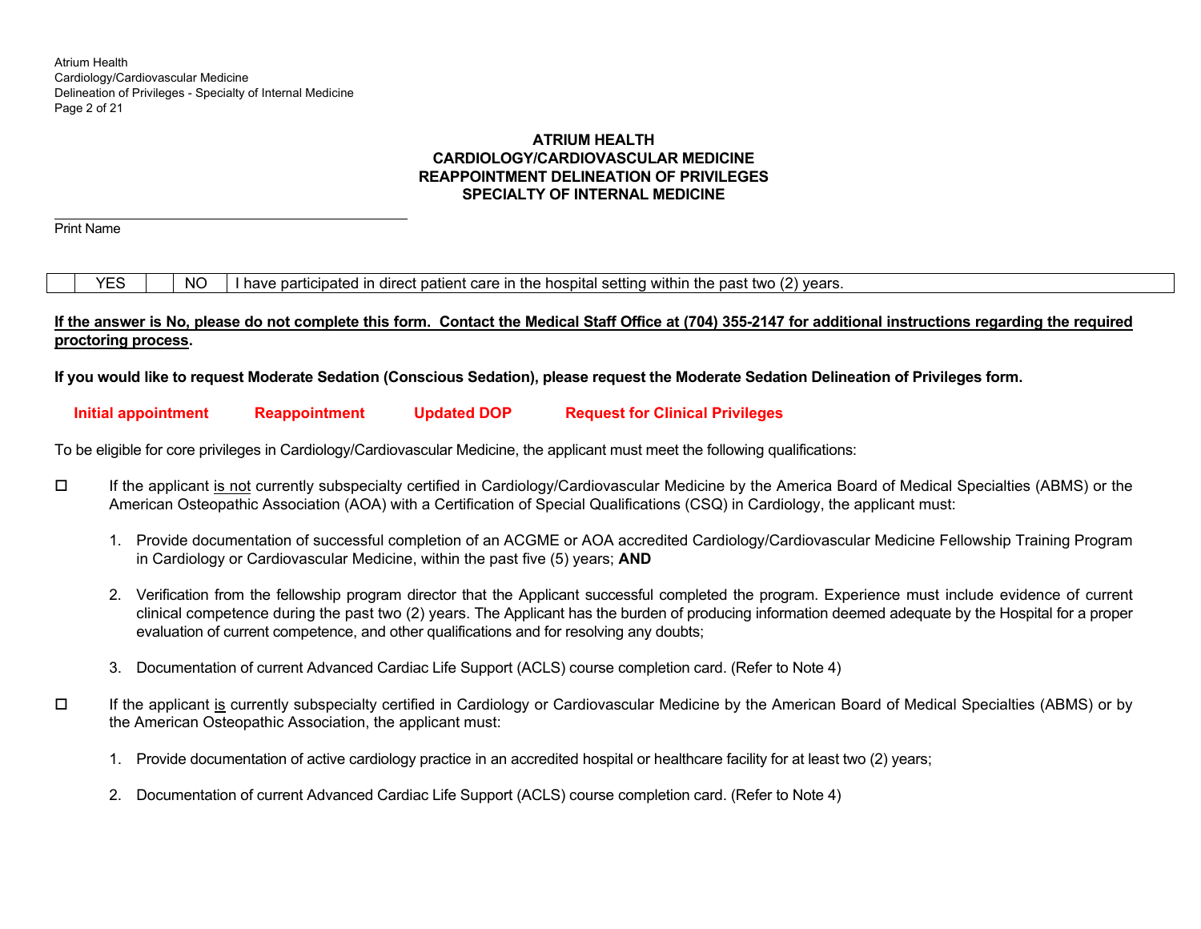# ATRIUM HEALTH
# CARDIOLOGY/CARDIOVASCULAR MEDICINE
# REAPPOINTMENT DELINEATION OF PRIVILEGES
# SPECIALTY OF INTERNAL MEDICINE

\_\_\_\_\_\_\_\_\_\_\_\_\_\_\_\_\_\_\_\_\_\_\_\_\_\_\_\_\_\_\_\_\_\_\_\_\_\_\_\_

Print Name

| | YES | | NO | I have participated in direct patient care in the hospital setting within the past two (2) years. |
|---|---|---|---|---|

**<u>If the answer is No, please do not complete this form. Contact the Medical Staff Office at (704) 355-2147 for additional instructions regarding the required proctoring process</u>.**

**If you would like to request Moderate Sedation (Conscious Sedation), please request the Moderate Sedation Delineation of Privileges form.**

**Initial appointment** **Reappointment** **Updated DOP** **Request for Clinical Privileges**

To be eligible for core privileges in Cardiology/Cardiovascular Medicine, the applicant must meet the following qualifications:

☐ If the applicant <u>is not</u> currently subspecialty certified in Cardiology/Cardiovascular Medicine by the America Board of Medical Specialties (ABMS) or the American Osteopathic Association (AOA) with a Certification of Special Qualifications (CSQ) in Cardiology, the applicant must:

1. Provide documentation of successful completion of an ACGME or AOA accredited Cardiology/Cardiovascular Medicine Fellowship Training Program in Cardiology or Cardiovascular Medicine, within the past five (5) years; **AND**
2. Verification from the fellowship program director that the Applicant successful completed the program. Experience must include evidence of current clinical competence during the past two (2) years. The Applicant has the burden of producing information deemed adequate by the Hospital for a proper evaluation of current competence, and other qualifications and for resolving any doubts;
3. Documentation of current Advanced Cardiac Life Support (ACLS) course completion card. (Refer to Note 4)

☐ If the applicant <u>is</u> currently subspecialty certified in Cardiology or Cardiovascular Medicine by the American Board of Medical Specialties (ABMS) or by the American Osteopathic Association, the applicant must:

1. Provide documentation of active cardiology practice in an accredited hospital or healthcare facility for at least two (2) years;
2. Documentation of current Advanced Cardiac Life Support (ACLS) course completion card. (Refer to Note 4)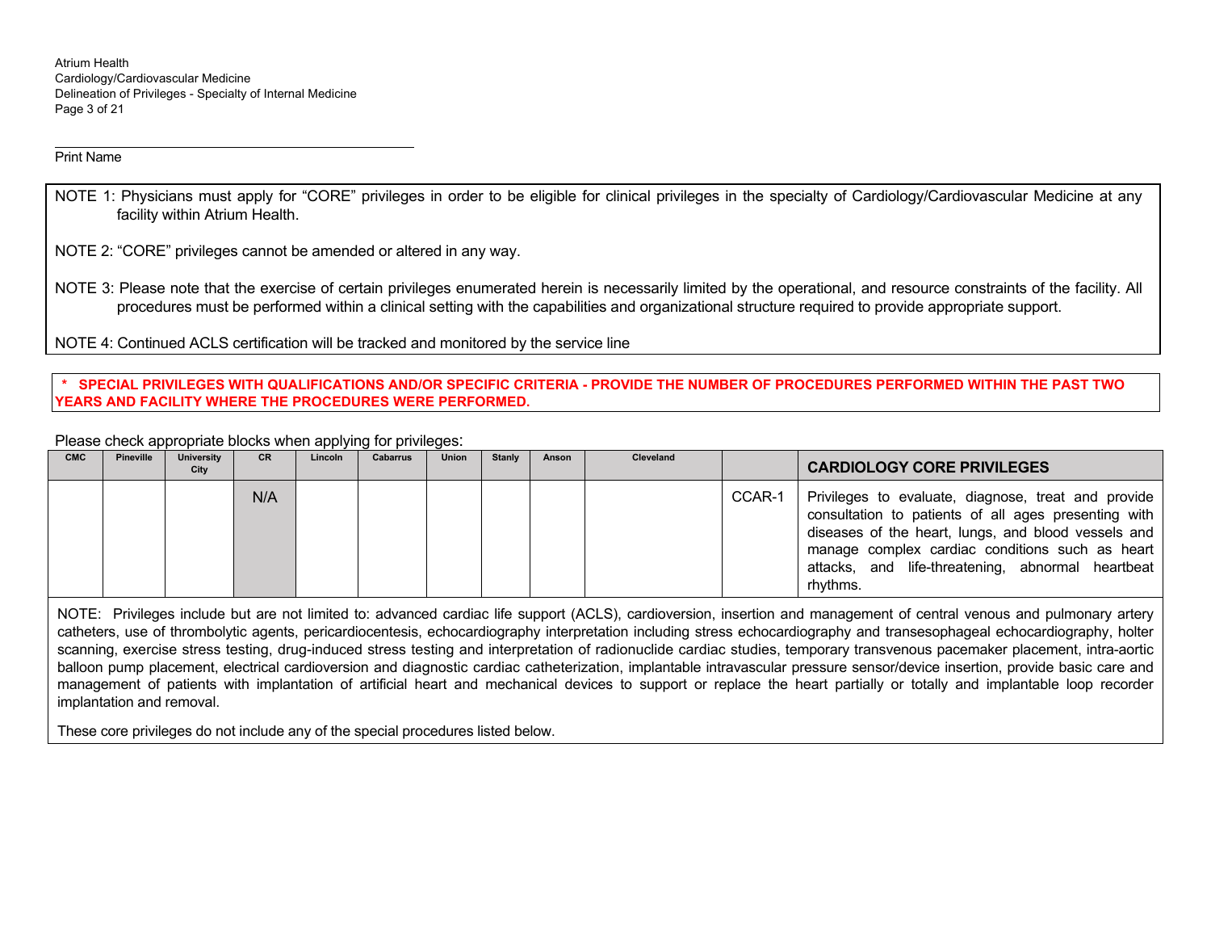Print Name

NOTE 1: Physicians must apply for "CORE" privileges in order to be eligible for clinical privileges in the specialty of Cardiology/Cardiovascular Medicine at any facility within Atrium Health.

NOTE 2: "CORE" privileges cannot be amended or altered in any way.

NOTE 3: Please note that the exercise of certain privileges enumerated herein is necessarily limited by the operational, and resource constraints of the facility. All procedures must be performed within a clinical setting with the capabilities and organizational structure required to provide appropriate support.

NOTE 4: Continued ACLS certification will be tracked and monitored by the service line

**\* SPECIAL PRIVILEGES WITH QUALIFICATIONS AND/OR SPECIFIC CRITERIA - PROVIDE THE NUMBER OF PROCEDURES PERFORMED WITHIN THE PAST TWO YEARS AND FACILITY WHERE THE PROCEDURES WERE PERFORMED.**

Please check appropriate blocks when applying for privileges:

| CMC | Pineville | University City | CR | Lincoln | Cabarrus | Union | Stanly | Anson | Cleveland | | CARDIOLOGY CORE PRIVILEGES |
|---|---|---|---|---|---|---|---|---|---|---|---|
| | | | N/A | | | | | | | CCAR-1 | Privileges to evaluate, diagnose, treat and provide consultation to patients of all ages presenting with diseases of the heart, lungs, and blood vessels and manage complex cardiac conditions such as heart attacks, and life-threatening, abnormal heartbeat rhythms. |

NOTE: Privileges include but are not limited to: advanced cardiac life support (ACLS), cardioversion, insertion and management of central venous and pulmonary artery catheters, use of thrombolytic agents, pericardiocentesis, echocardiography interpretation including stress echocardiography and transesophageal echocardiography, holter scanning, exercise stress testing, drug-induced stress testing and interpretation of radionuclide cardiac studies, temporary transvenous pacemaker placement, intra-aortic balloon pump placement, electrical cardioversion and diagnostic cardiac catheterization, implantable intravascular pressure sensor/device insertion, provide basic care and management of patients with implantation of artificial heart and mechanical devices to support or replace the heart partially or totally and implantable loop recorder implantation and removal.

These core privileges do not include any of the special procedures listed below.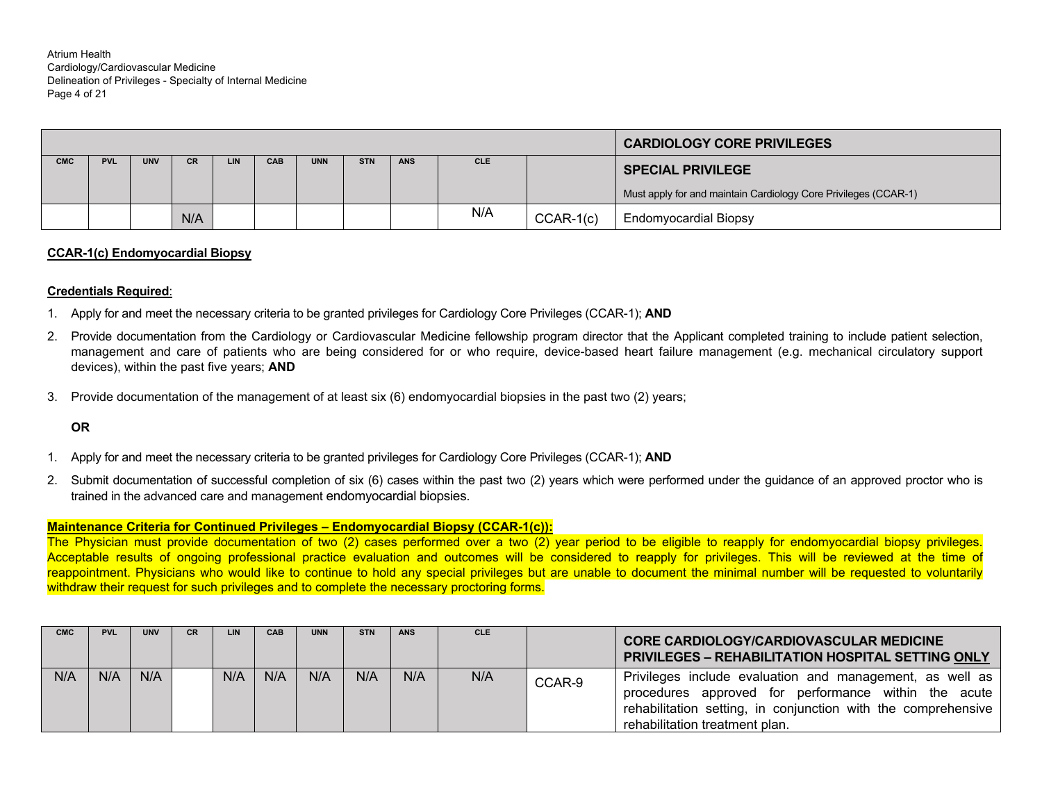| | | | | | | | | | | | CARDIOLOGY CORE PRIVILEGES |
|---|---|---|---|---|---|---|---|---|---|---|---|
| CMC | PVL | UNV | CR | LIN | CAB | UNN | STN | ANS | CLE | | SPECIAL PRIVILEGE<br>Must apply for and maintain Cardiology Core Privileges (CCAR-1) |
| | | | N/A | | | | | | N/A | CCAR-1(c) | Endomyocardial Biopsy |

**CCAR-1(c) Endomyocardial Biopsy**

**Credentials Required**:

1. Apply for and meet the necessary criteria to be granted privileges for Cardiology Core Privileges (CCAR-1); **AND**
2. Provide documentation from the Cardiology or Cardiovascular Medicine fellowship program director that the Applicant completed training to include patient selection, management and care of patients who are being considered for or who require, device-based heart failure management (e.g. mechanical circulatory support devices), within the past five years; **AND**
3. Provide documentation of the management of at least six (6) endomyocardial biopsies in the past two (2) years;

**OR**

1. Apply for and meet the necessary criteria to be granted privileges for Cardiology Core Privileges (CCAR-1); **AND**
2. Submit documentation of successful completion of six (6) cases within the past two (2) years which were performed under the guidance of an approved proctor who is trained in the advanced care and management endomyocardial biopsies.

**Maintenance Criteria for Continued Privileges – Endomyocardial Biopsy (CCAR-1(c)):**
The Physician must provide documentation of two (2) cases performed over a two (2) year period to be eligible to reapply for endomyocardial biopsy privileges. Acceptable results of ongoing professional practice evaluation and outcomes will be considered to reapply for privileges. This will be reviewed at the time of reappointment. Physicians who would like to continue to hold any special privileges but are unable to document the minimal number will be requested to voluntarily withdraw their request for such privileges and to complete the necessary proctoring forms.

| CMC | PVL | UNV | CR | LIN | CAB | UNN | STN | ANS | CLE | | CORE CARDIOLOGY/CARDIOVASCULAR MEDICINE PRIVILEGES – REHABILITATION HOSPITAL SETTING ONLY |
|---|---|---|---|---|---|---|---|---|---|---|---|
| N/A | N/A | N/A | | N/A | N/A | N/A | N/A | N/A | N/A | CCAR-9 | Privileges include evaluation and management, as well as procedures approved for performance within the acute rehabilitation setting, in conjunction with the comprehensive rehabilitation treatment plan. |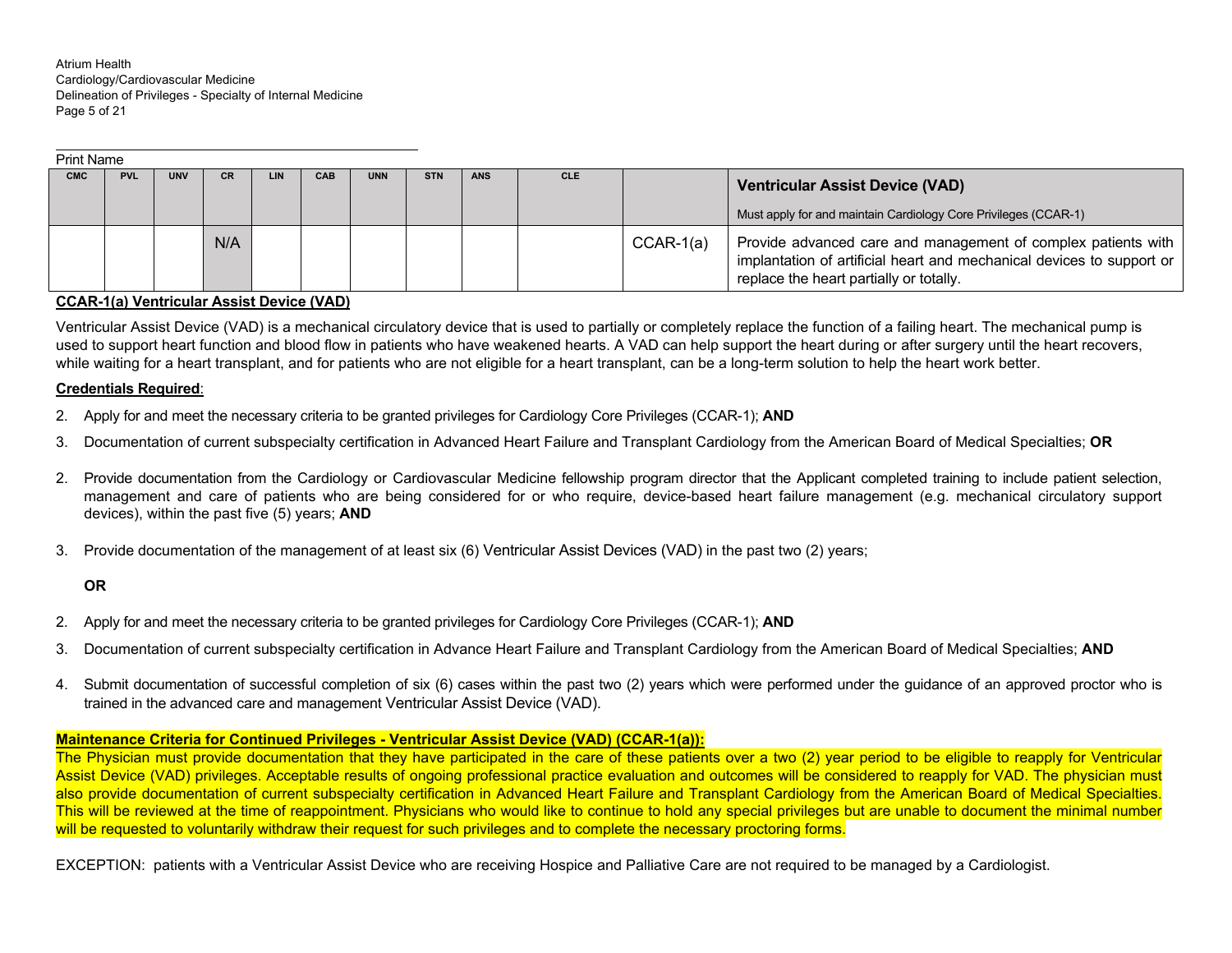Print Name

| CMC | PVL | UNV | CR | LIN | CAB | UNN | STN | ANS | CLE | | **Ventricular Assist Device (VAD)** Must apply for and maintain Cardiology Core Privileges (CCAR-1) |
|---|---|---|---|---|---|---|---|---|---|---|---|
| | | | N/A | | | | | | | CCAR-1(a) | Provide advanced care and management of complex patients with implantation of artificial heart and mechanical devices to support or replace the heart partially or totally. |

**CCAR-1(a) Ventricular Assist Device (VAD)**

Ventricular Assist Device (VAD) is a mechanical circulatory device that is used to partially or completely replace the function of a failing heart. The mechanical pump is used to support heart function and blood flow in patients who have weakened hearts. A VAD can help support the heart during or after surgery until the heart recovers, while waiting for a heart transplant, and for patients who are not eligible for a heart transplant, can be a long-term solution to help the heart work better.

**Credentials Required**:

2. Apply for and meet the necessary criteria to be granted privileges for Cardiology Core Privileges (CCAR-1); **AND**
3. Documentation of current subspecialty certification in Advanced Heart Failure and Transplant Cardiology from the American Board of Medical Specialties; **OR**

2. Provide documentation from the Cardiology or Cardiovascular Medicine fellowship program director that the Applicant completed training to include patient selection, management and care of patients who are being considered for or who require, device-based heart failure management (e.g. mechanical circulatory support devices), within the past five (5) years; **AND**
3. Provide documentation of the management of at least six (6) Ventricular Assist Devices (VAD) in the past two (2) years;

**OR**

2. Apply for and meet the necessary criteria to be granted privileges for Cardiology Core Privileges (CCAR-1); **AND**
3. Documentation of current subspecialty certification in Advance Heart Failure and Transplant Cardiology from the American Board of Medical Specialties; **AND**
4. Submit documentation of successful completion of six (6) cases within the past two (2) years which were performed under the guidance of an approved proctor who is trained in the advanced care and management Ventricular Assist Device (VAD).

**Maintenance Criteria for Continued Privileges - Ventricular Assist Device (VAD) (CCAR-1(a)):**

The Physician must provide documentation that they have participated in the care of these patients over a two (2) year period to be eligible to reapply for Ventricular Assist Device (VAD) privileges. Acceptable results of ongoing professional practice evaluation and outcomes will be considered to reapply for VAD. The physician must also provide documentation of current subspecialty certification in Advanced Heart Failure and Transplant Cardiology from the American Board of Medical Specialties. This will be reviewed at the time of reappointment. Physicians who would like to continue to hold any special privileges but are unable to document the minimal number will be requested to voluntarily withdraw their request for such privileges and to complete the necessary proctoring forms.

EXCEPTION: patients with a Ventricular Assist Device who are receiving Hospice and Palliative Care are not required to be managed by a Cardiologist.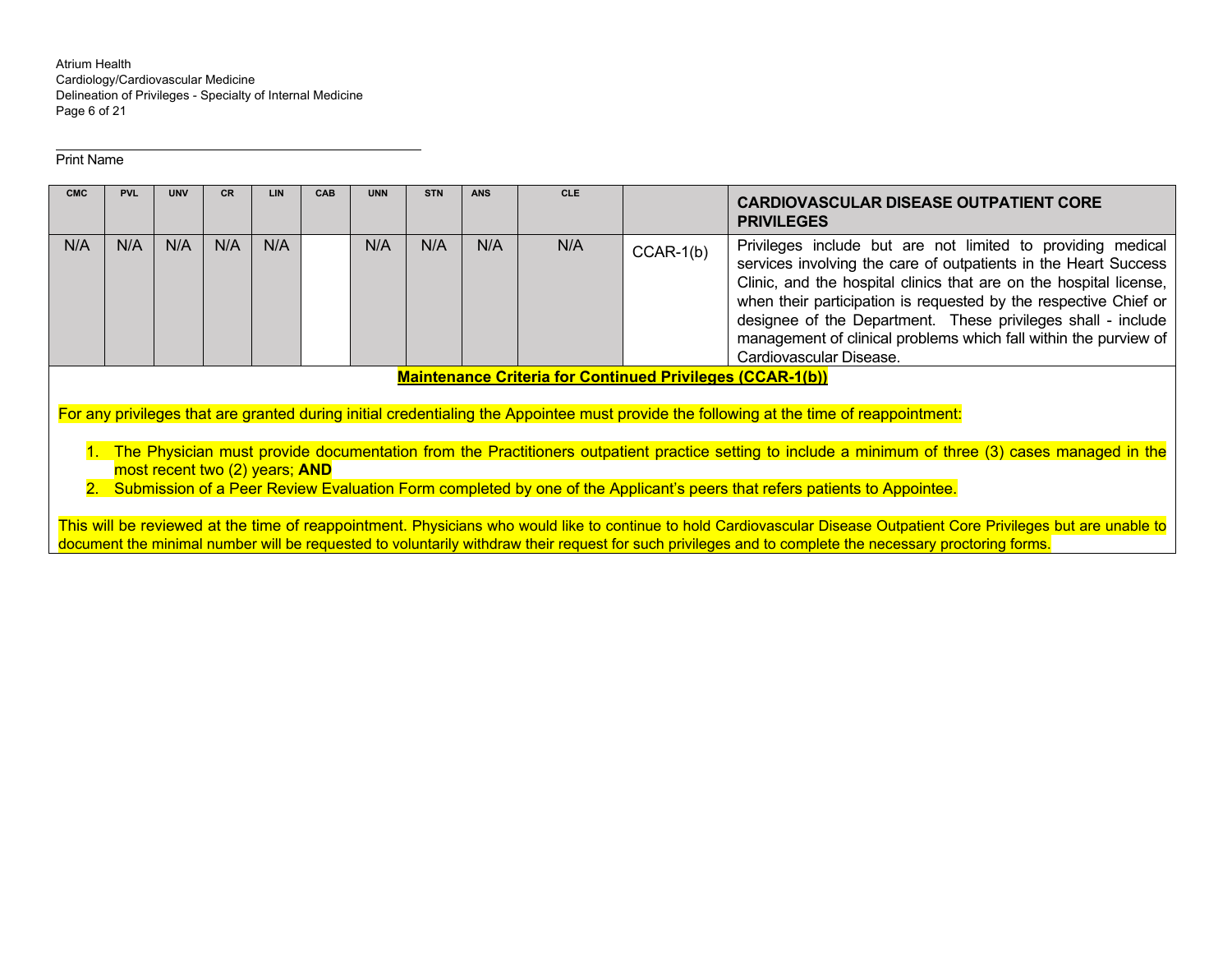Print Name

| CMC | PVL | UNV | CR | LIN | CAB | UNN | STN | ANS | CLE | | CARDIOVASCULAR DISEASE OUTPATIENT CORE PRIVILEGES |
|---|---|---|---|---|---|---|---|---|---|---|---|
| N/A | N/A | N/A | N/A | N/A | | N/A | N/A | N/A | N/A | CCAR-1(b) | Privileges include but are not limited to providing medical services involving the care of outpatients in the Heart Success Clinic, and the hospital clinics that are on the hospital license, when their participation is requested by the respective Chief or designee of the Department. These privileges shall - include management of clinical problems which fall within the purview of Cardiovascular Disease. |

**Maintenance Criteria for Continued Privileges (CCAR-1(b))**

For any privileges that are granted during initial credentialing the Appointee must provide the following at the time of reappointment:

1. The Physician must provide documentation from the Practitioners outpatient practice setting to include a minimum of three (3) cases managed in the most recent two (2) years; **AND**
2. Submission of a Peer Review Evaluation Form completed by one of the Applicant's peers that refers patients to Appointee.

This will be reviewed at the time of reappointment. Physicians who would like to continue to hold Cardiovascular Disease Outpatient Core Privileges but are unable to document the minimal number will be requested to voluntarily withdraw their request for such privileges and to complete the necessary proctoring forms.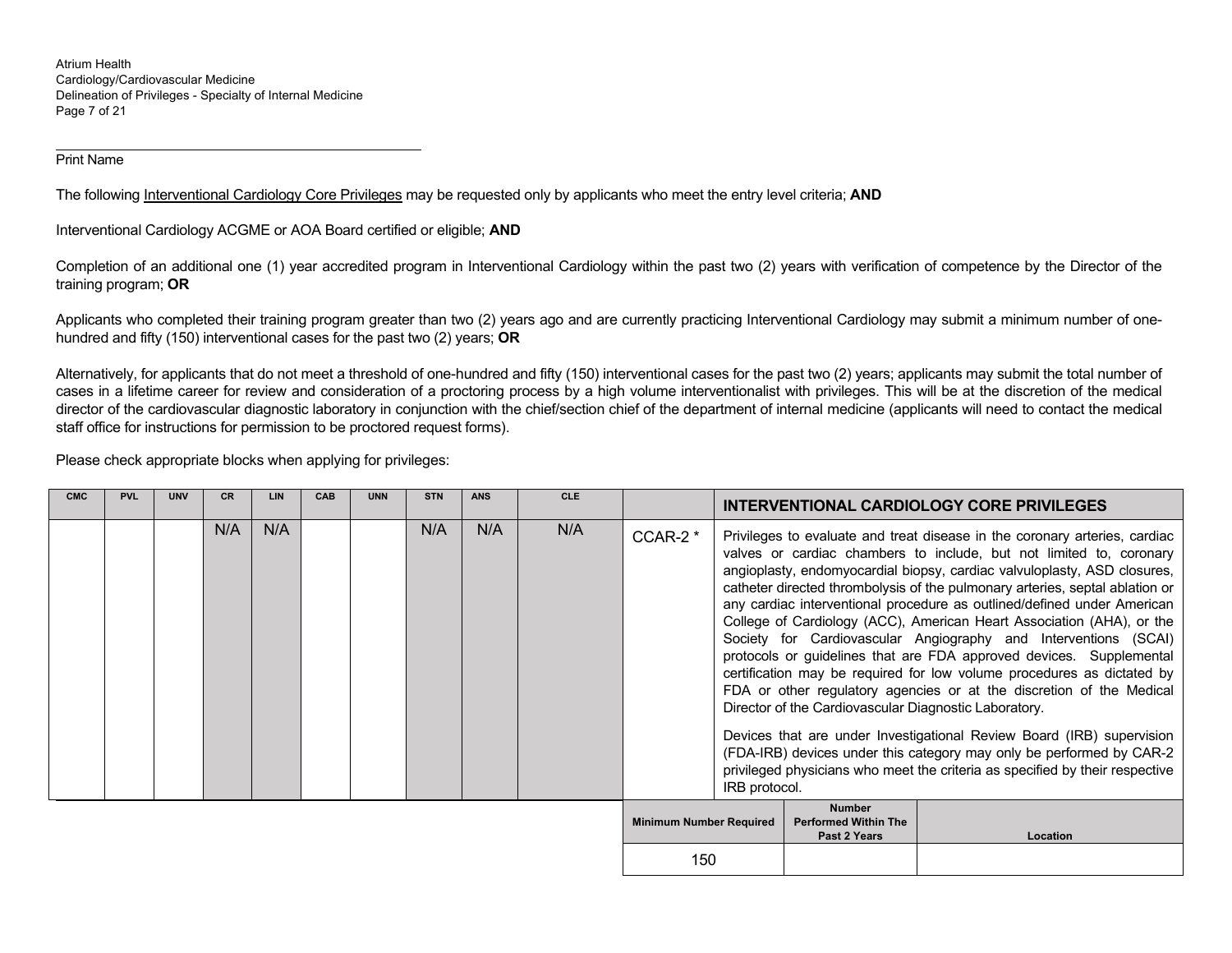Print Name

The following Interventional Cardiology Core Privileges may be requested only by applicants who meet the entry level criteria; **AND**

Interventional Cardiology ACGME or AOA Board certified or eligible; **AND**

Completion of an additional one (1) year accredited program in Interventional Cardiology within the past two (2) years with verification of competence by the Director of the training program; **OR**

Applicants who completed their training program greater than two (2) years ago and are currently practicing Interventional Cardiology may submit a minimum number of one-hundred and fifty (150) interventional cases for the past two (2) years; **OR**

Alternatively, for applicants that do not meet a threshold of one-hundred and fifty (150) interventional cases for the past two (2) years; applicants may submit the total number of cases in a lifetime career for review and consideration of a proctoring process by a high volume interventionalist with privileges. This will be at the discretion of the medical director of the cardiovascular diagnostic laboratory in conjunction with the chief/section chief of the department of internal medicine (applicants will need to contact the medical staff office for instructions for permission to be proctored request forms).

Please check appropriate blocks when applying for privileges:

| CMC | PVL | UNV | CR | LIN | CAB | UNN | STN | ANS | CLE | | INTERVENTIONAL CARDIOLOGY CORE PRIVILEGES |
|---|---|---|---|---|---|---|---|---|---|---|---|
| | | | N/A | N/A | | | N/A | N/A | N/A | CCAR-2 * | Privileges to evaluate and treat disease in the coronary arteries, cardiac valves or cardiac chambers to include, but not limited to, coronary angioplasty, endomyocardial biopsy, cardiac valvuloplasty, ASD closures, catheter directed thrombolysis of the pulmonary arteries, septal ablation or any cardiac interventional procedure as outlined/defined under American College of Cardiology (ACC), American Heart Association (AHA), or the Society for Cardiovascular Angiography and Interventions (SCAI) protocols or guidelines that are FDA approved devices. Supplemental certification may be required for low volume procedures as dictated by FDA or other regulatory agencies or at the discretion of the Medical Director of the Cardiovascular Diagnostic Laboratory.<br><br>Devices that are under Investigational Review Board (IRB) supervision (FDA-IRB) devices under this category may only be performed by CAR-2 privileged physicians who meet the criteria as specified by their respective IRB protocol. |

| Minimum Number Required | Number Performed Within The Past 2 Years | Location |
|---|---|---|
| 150 | | |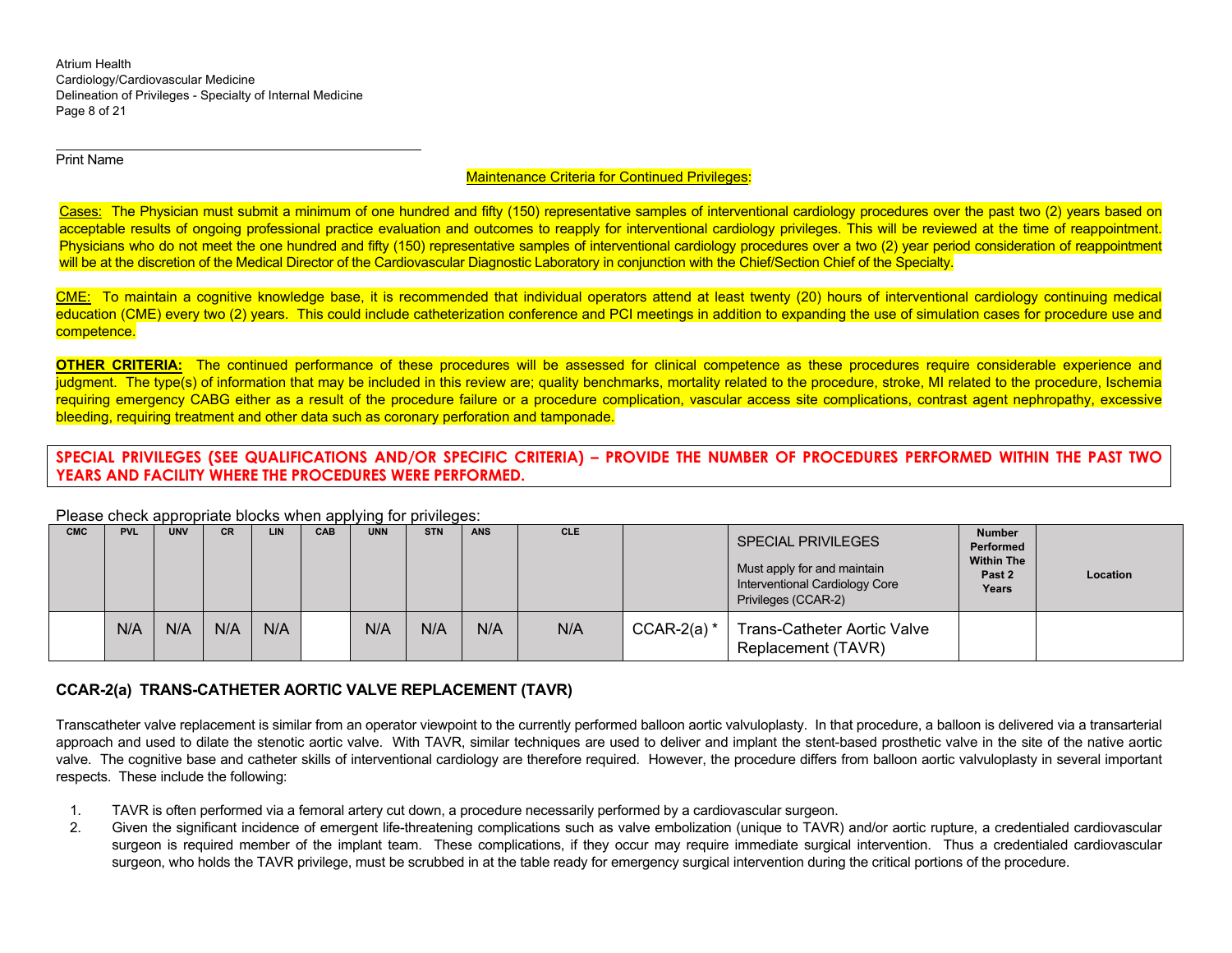Print Name

Maintenance Criteria for Continued Privileges:

Cases: The Physician must submit a minimum of one hundred and fifty (150) representative samples of interventional cardiology procedures over the past two (2) years based on acceptable results of ongoing professional practice evaluation and outcomes to reapply for interventional cardiology privileges. This will be reviewed at the time of reappointment. Physicians who do not meet the one hundred and fifty (150) representative samples of interventional cardiology procedures over a two (2) year period consideration of reappointment will be at the discretion of the Medical Director of the Cardiovascular Diagnostic Laboratory in conjunction with the Chief/Section Chief of the Specialty.

CME: To maintain a cognitive knowledge base, it is recommended that individual operators attend at least twenty (20) hours of interventional cardiology continuing medical education (CME) every two (2) years. This could include catheterization conference and PCI meetings in addition to expanding the use of simulation cases for procedure use and competence.

**OTHER CRITERIA:** The continued performance of these procedures will be assessed for clinical competence as these procedures require considerable experience and judgment. The type(s) of information that may be included in this review are; quality benchmarks, mortality related to the procedure, stroke, MI related to the procedure, Ischemia requiring emergency CABG either as a result of the procedure failure or a procedure complication, vascular access site complications, contrast agent nephropathy, excessive bleeding, requiring treatment and other data such as coronary perforation and tamponade.

**SPECIAL PRIVILEGES (SEE QUALIFICATIONS AND/OR SPECIFIC CRITERIA) – PROVIDE THE NUMBER OF PROCEDURES PERFORMED WITHIN THE PAST TWO YEARS AND FACILITY WHERE THE PROCEDURES WERE PERFORMED.**

Please check appropriate blocks when applying for privileges:

| CMC | PVL | UNV | CR | LIN | CAB | UNN | STN | ANS | CLE | | SPECIAL PRIVILEGES<br>Must apply for and maintain Interventional Cardiology Core Privileges (CCAR-2) | Number Performed Within The Past 2 Years | Location |
|---|---|---|---|---|---|---|---|---|---|---|---|---|---|
| | N/A | N/A | N/A | N/A | | N/A | N/A | N/A | N/A | CCAR-2(a) * | Trans-Catheter Aortic Valve Replacement (TAVR) | | |

### CCAR-2(a) TRANS-CATHETER AORTIC VALVE REPLACEMENT (TAVR)

Transcatheter valve replacement is similar from an operator viewpoint to the currently performed balloon aortic valvuloplasty. In that procedure, a balloon is delivered via a transarterial approach and used to dilate the stenotic aortic valve. With TAVR, similar techniques are used to deliver and implant the stent-based prosthetic valve in the site of the native aortic valve. The cognitive base and catheter skills of interventional cardiology are therefore required. However, the procedure differs from balloon aortic valvuloplasty in several important respects. These include the following:

1. TAVR is often performed via a femoral artery cut down, a procedure necessarily performed by a cardiovascular surgeon.
2. Given the significant incidence of emergent life-threatening complications such as valve embolization (unique to TAVR) and/or aortic rupture, a credentialed cardiovascular surgeon is required member of the implant team. These complications, if they occur may require immediate surgical intervention. Thus a credentialed cardiovascular surgeon, who holds the TAVR privilege, must be scrubbed in at the table ready for emergency surgical intervention during the critical portions of the procedure.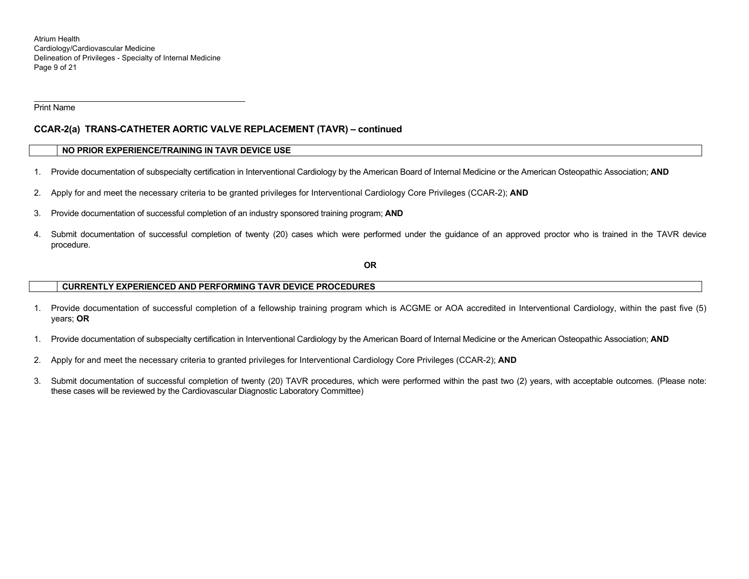Print Name

## CCAR-2(a) TRANS-CATHETER AORTIC VALVE REPLACEMENT (TAVR) – continued

| | **NO PRIOR EXPERIENCE/TRAINING IN TAVR DEVICE USE** |
|---|---|

1. Provide documentation of subspecialty certification in Interventional Cardiology by the American Board of Internal Medicine or the American Osteopathic Association; **AND**
2. Apply for and meet the necessary criteria to be granted privileges for Interventional Cardiology Core Privileges (CCAR-2); **AND**
3. Provide documentation of successful completion of an industry sponsored training program; **AND**
4. Submit documentation of successful completion of twenty (20) cases which were performed under the guidance of an approved proctor who is trained in the TAVR device procedure.

**OR**

| | **CURRENTLY EXPERIENCED AND PERFORMING TAVR DEVICE PROCEDURES** |
|---|---|

1. Provide documentation of successful completion of a fellowship training program which is ACGME or AOA accredited in Interventional Cardiology, within the past five (5) years; **OR**

1. Provide documentation of subspecialty certification in Interventional Cardiology by the American Board of Internal Medicine or the American Osteopathic Association; **AND**
2. Apply for and meet the necessary criteria to granted privileges for Interventional Cardiology Core Privileges (CCAR-2); **AND**
3. Submit documentation of successful completion of twenty (20) TAVR procedures, which were performed within the past two (2) years, with acceptable outcomes. (Please note: these cases will be reviewed by the Cardiovascular Diagnostic Laboratory Committee)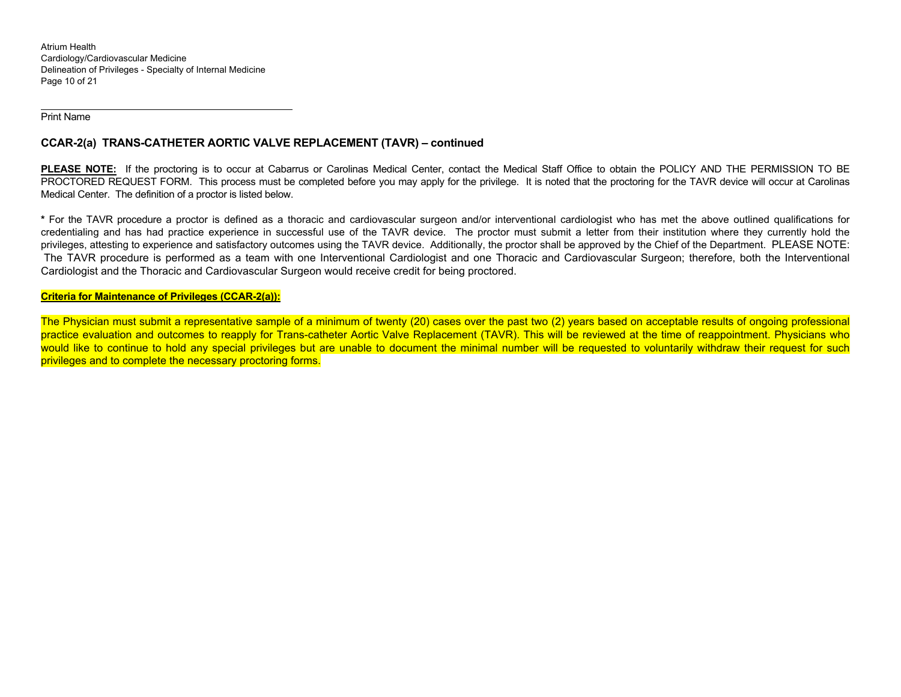Print Name

## CCAR-2(a) TRANS-CATHETER AORTIC VALVE REPLACEMENT (TAVR) – continued

**PLEASE NOTE:** If the proctoring is to occur at Cabarrus or Carolinas Medical Center, contact the Medical Staff Office to obtain the POLICY AND THE PERMISSION TO BE PROCTORED REQUEST FORM. This process must be completed before you may apply for the privilege. It is noted that the proctoring for the TAVR device will occur at Carolinas Medical Center. The definition of a proctor is listed below.

**\*** For the TAVR procedure a proctor is defined as a thoracic and cardiovascular surgeon and/or interventional cardiologist who has met the above outlined qualifications for credentialing and has had practice experience in successful use of the TAVR device. The proctor must submit a letter from their institution where they currently hold the privileges, attesting to experience and satisfactory outcomes using the TAVR device. Additionally, the proctor shall be approved by the Chief of the Department. PLEASE NOTE: The TAVR procedure is performed as a team with one Interventional Cardiologist and one Thoracic and Cardiovascular Surgeon; therefore, both the Interventional Cardiologist and the Thoracic and Cardiovascular Surgeon would receive credit for being proctored.

**Criteria for Maintenance of Privileges (CCAR-2(a)):**

The Physician must submit a representative sample of a minimum of twenty (20) cases over the past two (2) years based on acceptable results of ongoing professional practice evaluation and outcomes to reapply for Trans-catheter Aortic Valve Replacement (TAVR). This will be reviewed at the time of reappointment. Physicians who would like to continue to hold any special privileges but are unable to document the minimal number will be requested to voluntarily withdraw their request for such privileges and to complete the necessary proctoring forms.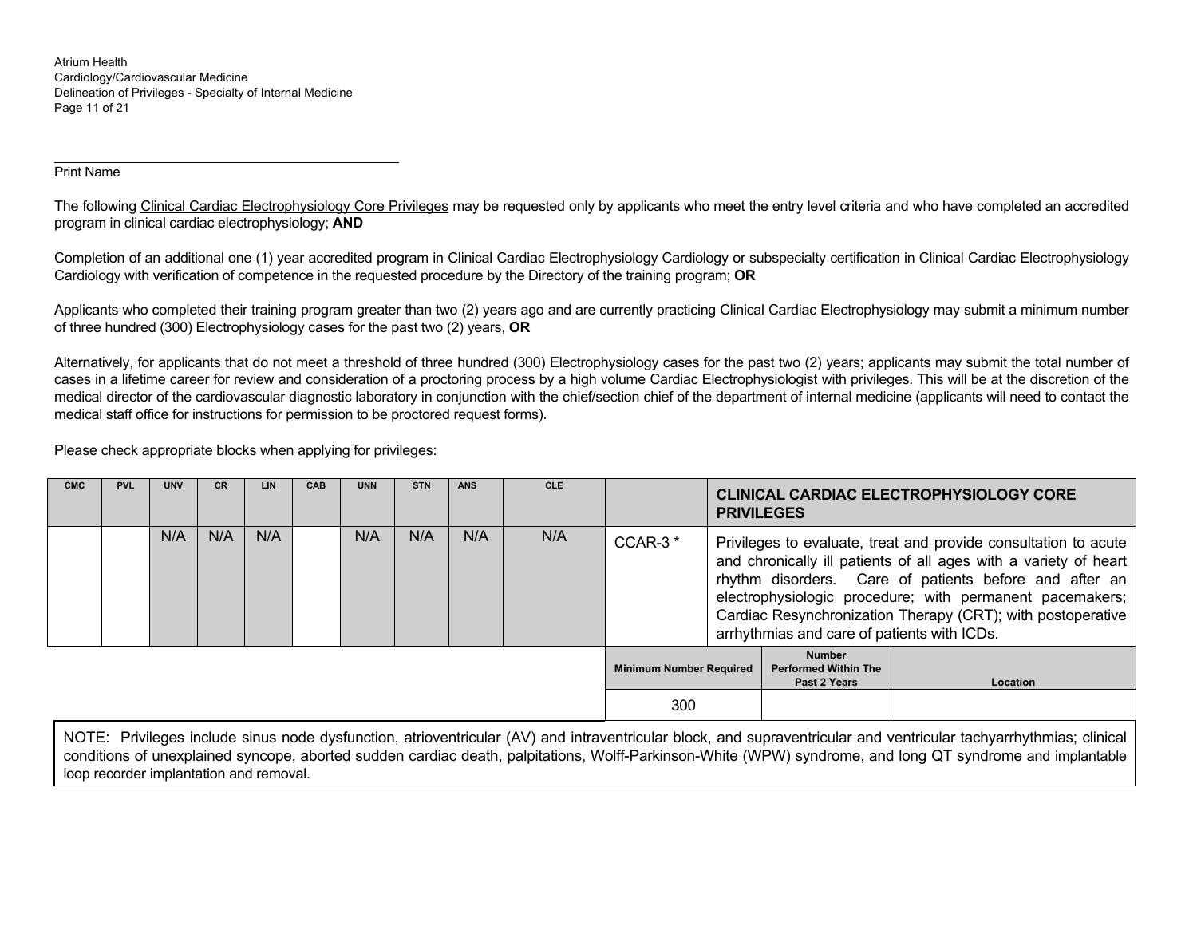Print Name

The following Clinical Cardiac Electrophysiology Core Privileges may be requested only by applicants who meet the entry level criteria and who have completed an accredited program in clinical cardiac electrophysiology; **AND**

Completion of an additional one (1) year accredited program in Clinical Cardiac Electrophysiology Cardiology or subspecialty certification in Clinical Cardiac Electrophysiology Cardiology with verification of competence in the requested procedure by the Directory of the training program; **OR**

Applicants who completed their training program greater than two (2) years ago and are currently practicing Clinical Cardiac Electrophysiology may submit a minimum number of three hundred (300) Electrophysiology cases for the past two (2) years, **OR**

Alternatively, for applicants that do not meet a threshold of three hundred (300) Electrophysiology cases for the past two (2) years; applicants may submit the total number of cases in a lifetime career for review and consideration of a proctoring process by a high volume Cardiac Electrophysiologist with privileges. This will be at the discretion of the medical director of the cardiovascular diagnostic laboratory in conjunction with the chief/section chief of the department of internal medicine (applicants will need to contact the medical staff office for instructions for permission to be proctored request forms).

Please check appropriate blocks when applying for privileges:

| CMC | PVL | UNV | CR | LIN | CAB | UNN | STN | ANS | CLE | | **CLINICAL CARDIAC ELECTROPHYSIOLOGY CORE PRIVILEGES** |
|---|---|---|---|---|---|---|---|---|---|---|---|
| | | N/A | N/A | N/A | | N/A | N/A | N/A | N/A | CCAR-3 * | Privileges to evaluate, treat and provide consultation to acute and chronically ill patients of all ages with a variety of heart rhythm disorders. Care of patients before and after an electrophysiologic procedure; with permanent pacemakers; Cardiac Resynchronization Therapy (CRT); with postoperative arrhythmias and care of patients with ICDs. |

| Minimum Number Required | Number Performed Within The Past 2 Years | Location |
|---|---|---|
| 300 | | |

NOTE: Privileges include sinus node dysfunction, atrioventricular (AV) and intraventricular block, and supraventricular and ventricular tachyarrhythmias; clinical conditions of unexplained syncope, aborted sudden cardiac death, palpitations, Wolff-Parkinson-White (WPW) syndrome, and long QT syndrome and implantable loop recorder implantation and removal.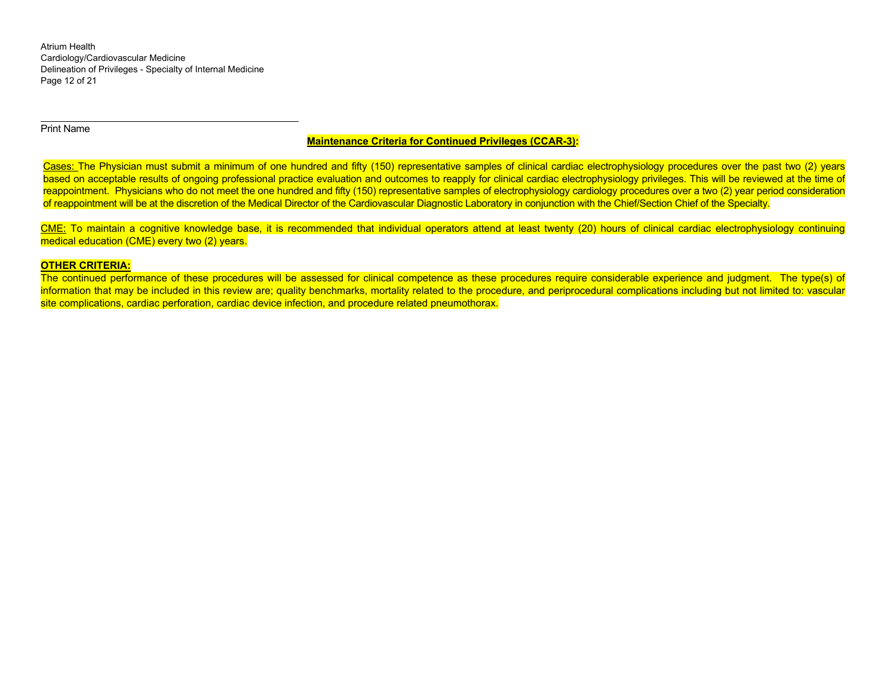Print Name

**Maintenance Criteria for Continued Privileges (CCAR-3):**

Cases: The Physician must submit a minimum of one hundred and fifty (150) representative samples of clinical cardiac electrophysiology procedures over the past two (2) years based on acceptable results of ongoing professional practice evaluation and outcomes to reapply for clinical cardiac electrophysiology privileges. This will be reviewed at the time of reappointment. Physicians who do not meet the one hundred and fifty (150) representative samples of electrophysiology cardiology procedures over a two (2) year period consideration of reappointment will be at the discretion of the Medical Director of the Cardiovascular Diagnostic Laboratory in conjunction with the Chief/Section Chief of the Specialty.

CME: To maintain a cognitive knowledge base, it is recommended that individual operators attend at least twenty (20) hours of clinical cardiac electrophysiology continuing medical education (CME) every two (2) years.

**OTHER CRITERIA:**

The continued performance of these procedures will be assessed for clinical competence as these procedures require considerable experience and judgment. The type(s) of information that may be included in this review are; quality benchmarks, mortality related to the procedure, and periprocedural complications including but not limited to: vascular site complications, cardiac perforation, cardiac device infection, and procedure related pneumothorax.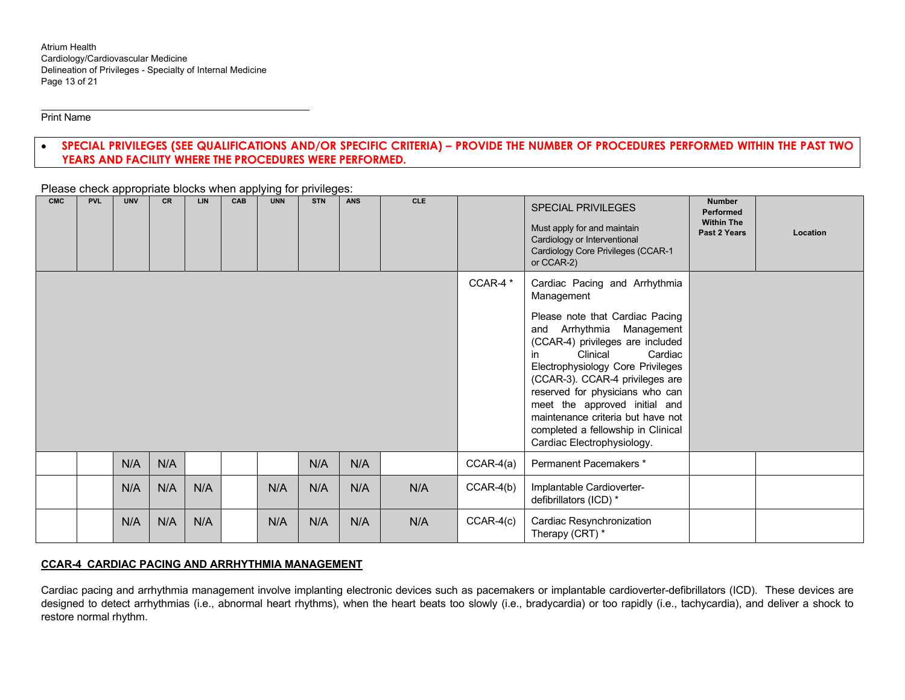Print Name

- **SPECIAL PRIVILEGES (SEE QUALIFICATIONS AND/OR SPECIFIC CRITERIA) – PROVIDE THE NUMBER OF PROCEDURES PERFORMED WITHIN THE PAST TWO YEARS AND FACILITY WHERE THE PROCEDURES WERE PERFORMED.**

Please check appropriate blocks when applying for privileges:

| CMC | PVL | UNV | CR | LIN | CAB | UNN | STN | ANS | CLE | | SPECIAL PRIVILEGES<br>Must apply for and maintain Cardiology or Interventional Cardiology Core Privileges (CCAR-1 or CCAR-2) | Number Performed Within The Past 2 Years | Location |
|---|---|---|---|---|---|---|---|---|---|---|---|---|---|
| | | | | | | | | | | CCAR-4 * | Cardiac Pacing and Arrhythmia Management<br><br>Please note that Cardiac Pacing and Arrhythmia Management (CCAR-4) privileges are included in Clinical Cardiac Electrophysiology Core Privileges (CCAR-3). CCAR-4 privileges are reserved for physicians who can meet the approved initial and maintenance criteria but have not completed a fellowship in Clinical Cardiac Electrophysiology. | | |
| | | N/A | N/A | | | | N/A | N/A | | CCAR-4(a) | Permanent Pacemakers * | | |
| | | N/A | N/A | N/A | | N/A | N/A | N/A | N/A | CCAR-4(b) | Implantable Cardioverter-defibrillators (ICD) * | | |
| | | N/A | N/A | N/A | | N/A | N/A | N/A | N/A | CCAR-4(c) | Cardiac Resynchronization Therapy (CRT) * | | |

**CCAR-4 CARDIAC PACING AND ARRHYTHMIA MANAGEMENT**

Cardiac pacing and arrhythmia management involve implanting electronic devices such as pacemakers or implantable cardioverter-defibrillators (ICD). These devices are designed to detect arrhythmias (i.e., abnormal heart rhythms), when the heart beats too slowly (i.e., bradycardia) or too rapidly (i.e., tachycardia), and deliver a shock to restore normal rhythm.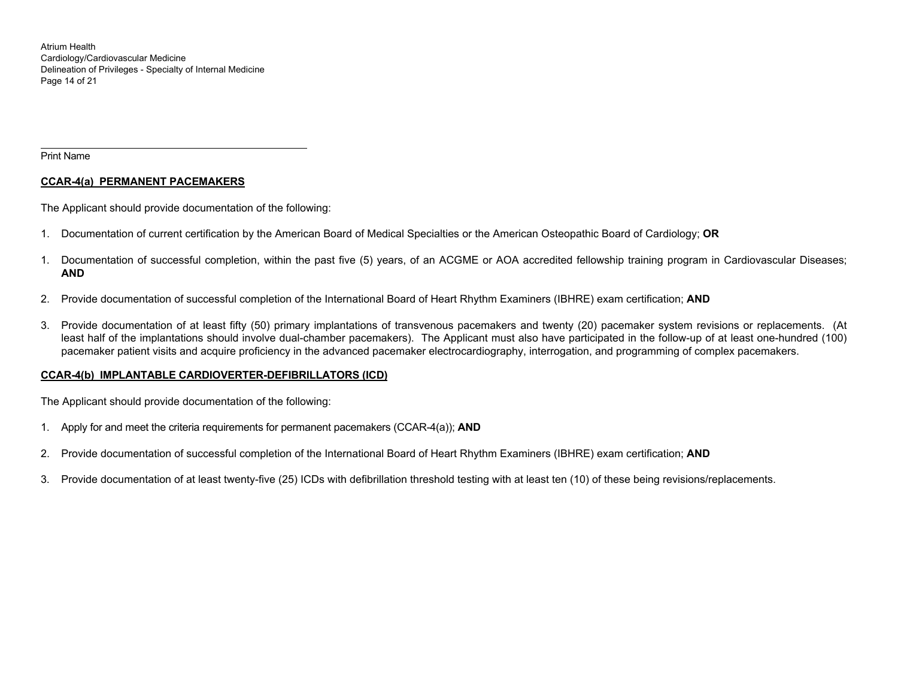Print Name

**CCAR-4(a) PERMANENT PACEMAKERS**

The Applicant should provide documentation of the following:

1. Documentation of current certification by the American Board of Medical Specialties or the American Osteopathic Board of Cardiology; **OR**

1. Documentation of successful completion, within the past five (5) years, of an ACGME or AOA accredited fellowship training program in Cardiovascular Diseases; **AND**

2. Provide documentation of successful completion of the International Board of Heart Rhythm Examiners (IBHRE) exam certification; **AND**

3. Provide documentation of at least fifty (50) primary implantations of transvenous pacemakers and twenty (20) pacemaker system revisions or replacements. (At least half of the implantations should involve dual-chamber pacemakers). The Applicant must also have participated in the follow-up of at least one-hundred (100) pacemaker patient visits and acquire proficiency in the advanced pacemaker electrocardiography, interrogation, and programming of complex pacemakers.

**CCAR-4(b) IMPLANTABLE CARDIOVERTER-DEFIBRILLATORS (ICD)**

The Applicant should provide documentation of the following:

1. Apply for and meet the criteria requirements for permanent pacemakers (CCAR-4(a)); **AND**

2. Provide documentation of successful completion of the International Board of Heart Rhythm Examiners (IBHRE) exam certification; **AND**

3. Provide documentation of at least twenty-five (25) ICDs with defibrillation threshold testing with at least ten (10) of these being revisions/replacements.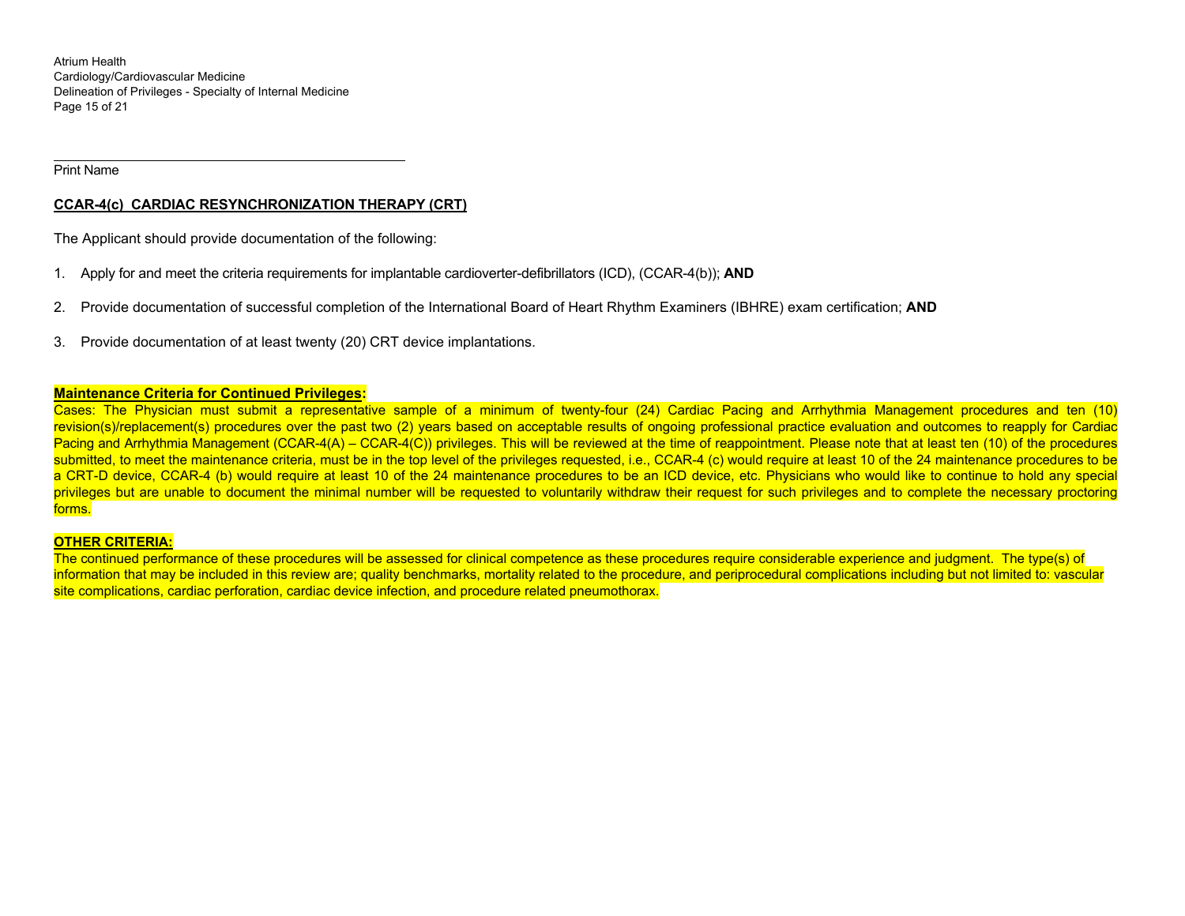Print Name

## CCAR-4(c) CARDIAC RESYNCHRONIZATION THERAPY (CRT)

The Applicant should provide documentation of the following:

1. Apply for and meet the criteria requirements for implantable cardioverter-defibrillators (ICD), (CCAR-4(b)); **AND**

2. Provide documentation of successful completion of the International Board of Heart Rhythm Examiners (IBHRE) exam certification; **AND**

3. Provide documentation of at least twenty (20) CRT device implantations.

**Maintenance Criteria for Continued Privileges:**
Cases: The Physician must submit a representative sample of a minimum of twenty-four (24) Cardiac Pacing and Arrhythmia Management procedures and ten (10) revision(s)/replacement(s) procedures over the past two (2) years based on acceptable results of ongoing professional practice evaluation and outcomes to reapply for Cardiac Pacing and Arrhythmia Management (CCAR-4(A) – CCAR-4(C)) privileges. This will be reviewed at the time of reappointment. Please note that at least ten (10) of the procedures submitted, to meet the maintenance criteria, must be in the top level of the privileges requested, i.e., CCAR-4 (c) would require at least 10 of the 24 maintenance procedures to be a CRT-D device, CCAR-4 (b) would require at least 10 of the 24 maintenance procedures to be an ICD device, etc. Physicians who would like to continue to hold any special privileges but are unable to document the minimal number will be requested to voluntarily withdraw their request for such privileges and to complete the necessary proctoring forms.

**OTHER CRITERIA:**
The continued performance of these procedures will be assessed for clinical competence as these procedures require considerable experience and judgment. The type(s) of information that may be included in this review are; quality benchmarks, mortality related to the procedure, and periprocedural complications including but not limited to: vascular site complications, cardiac perforation, cardiac device infection, and procedure related pneumothorax.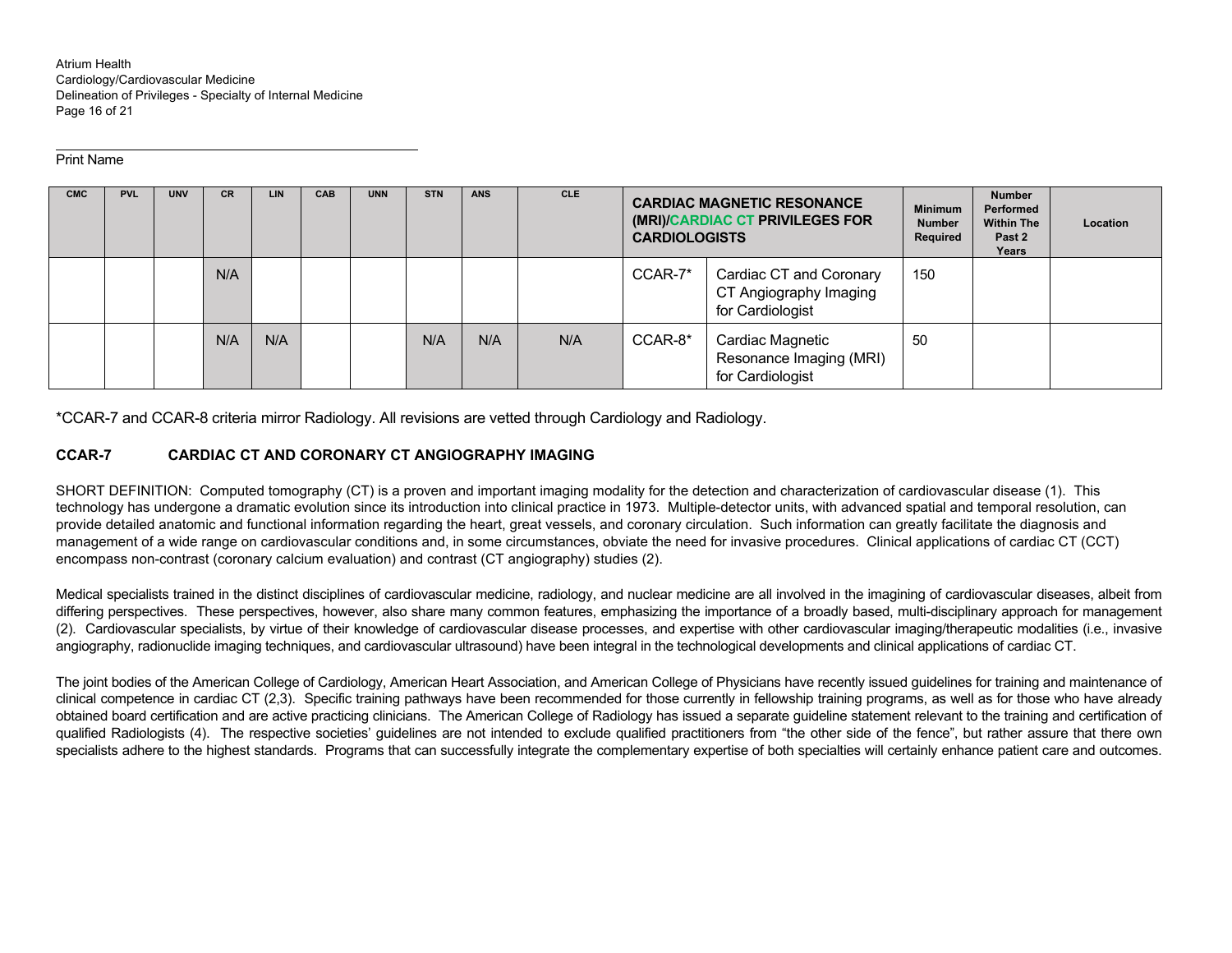Print Name

| CMC | PVL | UNV | CR | LIN | CAB | UNN | STN | ANS | CLE | CARDIAC MAGNETIC RESONANCE (MRI)/CARDIAC CT PRIVILEGES FOR CARDIOLOGISTS | | Minimum Number Required | Number Performed Within The Past 2 Years | Location |
|---|---|---|---|---|---|---|---|---|---|---|---|---|---|---|
| | | | N/A | | | | | | | CCAR-7* | Cardiac CT and Coronary CT Angiography Imaging for Cardiologist | 150 | | |
| | | | N/A | N/A | | | N/A | N/A | N/A | CCAR-8* | Cardiac Magnetic Resonance Imaging (MRI) for Cardiologist | 50 | | |

*CCAR-7 and CCAR-8 criteria mirror Radiology. All revisions are vetted through Cardiology and Radiology.

## CCAR-7 CARDIAC CT AND CORONARY CT ANGIOGRAPHY IMAGING

SHORT DEFINITION: Computed tomography (CT) is a proven and important imaging modality for the detection and characterization of cardiovascular disease (1). This technology has undergone a dramatic evolution since its introduction into clinical practice in 1973. Multiple-detector units, with advanced spatial and temporal resolution, can provide detailed anatomic and functional information regarding the heart, great vessels, and coronary circulation. Such information can greatly facilitate the diagnosis and management of a wide range on cardiovascular conditions and, in some circumstances, obviate the need for invasive procedures. Clinical applications of cardiac CT (CCT) encompass non-contrast (coronary calcium evaluation) and contrast (CT angiography) studies (2).

Medical specialists trained in the distinct disciplines of cardiovascular medicine, radiology, and nuclear medicine are all involved in the imagining of cardiovascular diseases, albeit from differing perspectives. These perspectives, however, also share many common features, emphasizing the importance of a broadly based, multi-disciplinary approach for management (2). Cardiovascular specialists, by virtue of their knowledge of cardiovascular disease processes, and expertise with other cardiovascular imaging/therapeutic modalities (i.e., invasive angiography, radionuclide imaging techniques, and cardiovascular ultrasound) have been integral in the technological developments and clinical applications of cardiac CT.

The joint bodies of the American College of Cardiology, American Heart Association, and American College of Physicians have recently issued guidelines for training and maintenance of clinical competence in cardiac CT (2,3). Specific training pathways have been recommended for those currently in fellowship training programs, as well as for those who have already obtained board certification and are active practicing clinicians. The American College of Radiology has issued a separate guideline statement relevant to the training and certification of qualified Radiologists (4). The respective societies' guidelines are not intended to exclude qualified practitioners from "the other side of the fence", but rather assure that there own specialists adhere to the highest standards. Programs that can successfully integrate the complementary expertise of both specialties will certainly enhance patient care and outcomes.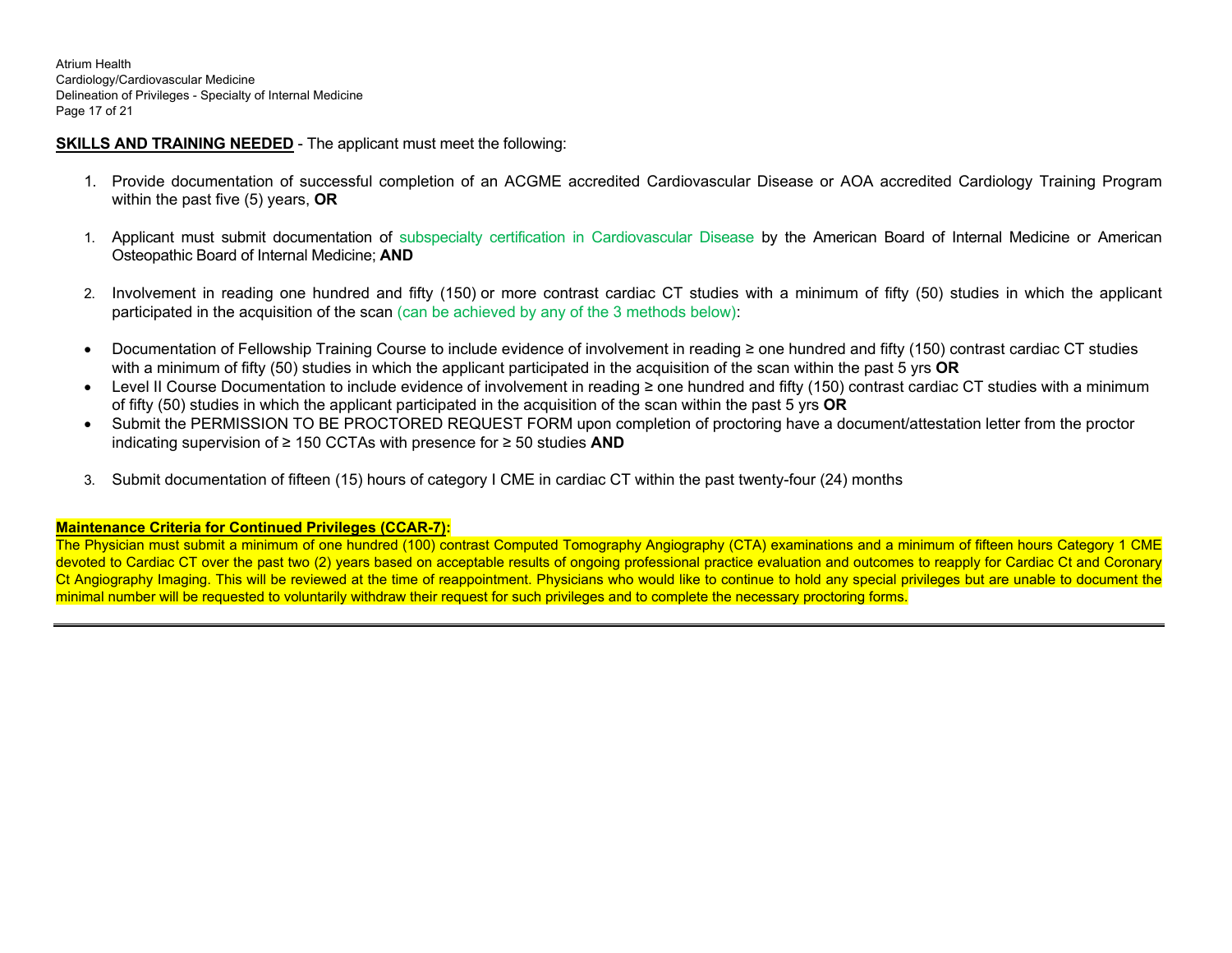**SKILLS AND TRAINING NEEDED** - The applicant must meet the following:

1. Provide documentation of successful completion of an ACGME accredited Cardiovascular Disease or AOA accredited Cardiology Training Program within the past five (5) years, **OR**

1. Applicant must submit documentation of subspecialty certification in Cardiovascular Disease by the American Board of Internal Medicine or American Osteopathic Board of Internal Medicine; **AND**

2. Involvement in reading one hundred and fifty (150) or more contrast cardiac CT studies with a minimum of fifty (50) studies in which the applicant participated in the acquisition of the scan (can be achieved by any of the 3 methods below):

- Documentation of Fellowship Training Course to include evidence of involvement in reading ≥ one hundred and fifty (150) contrast cardiac CT studies with a minimum of fifty (50) studies in which the applicant participated in the acquisition of the scan within the past 5 yrs **OR**
- Level II Course Documentation to include evidence of involvement in reading ≥ one hundred and fifty (150) contrast cardiac CT studies with a minimum of fifty (50) studies in which the applicant participated in the acquisition of the scan within the past 5 yrs **OR**
- Submit the PERMISSION TO BE PROCTORED REQUEST FORM upon completion of proctoring have a document/attestation letter from the proctor indicating supervision of ≥ 150 CCTAs with presence for ≥ 50 studies **AND**

3. Submit documentation of fifteen (15) hours of category I CME in cardiac CT within the past twenty-four (24) months

**Maintenance Criteria for Continued Privileges (CCAR-7):**

The Physician must submit a minimum of one hundred (100) contrast Computed Tomography Angiography (CTA) examinations and a minimum of fifteen hours Category 1 CME devoted to Cardiac CT over the past two (2) years based on acceptable results of ongoing professional practice evaluation and outcomes to reapply for Cardiac Ct and Coronary Ct Angiography Imaging. This will be reviewed at the time of reappointment. Physicians who would like to continue to hold any special privileges but are unable to document the minimal number will be requested to voluntarily withdraw their request for such privileges and to complete the necessary proctoring forms.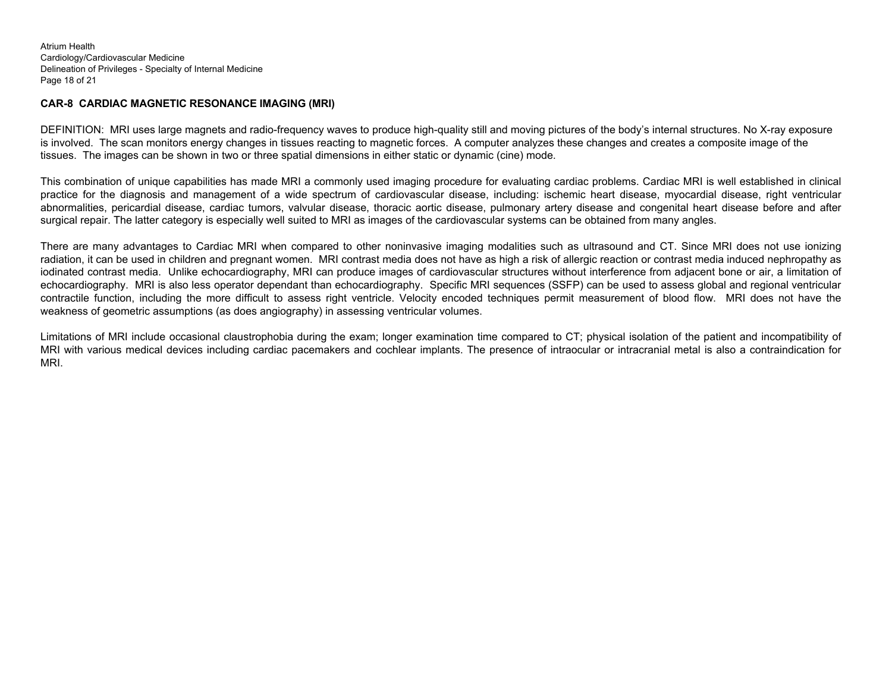## CAR-8 CARDIAC MAGNETIC RESONANCE IMAGING (MRI)

DEFINITION: MRI uses large magnets and radio-frequency waves to produce high-quality still and moving pictures of the body's internal structures. No X-ray exposure is involved. The scan monitors energy changes in tissues reacting to magnetic forces. A computer analyzes these changes and creates a composite image of the tissues. The images can be shown in two or three spatial dimensions in either static or dynamic (cine) mode.

This combination of unique capabilities has made MRI a commonly used imaging procedure for evaluating cardiac problems. Cardiac MRI is well established in clinical practice for the diagnosis and management of a wide spectrum of cardiovascular disease, including: ischemic heart disease, myocardial disease, right ventricular abnormalities, pericardial disease, cardiac tumors, valvular disease, thoracic aortic disease, pulmonary artery disease and congenital heart disease before and after surgical repair. The latter category is especially well suited to MRI as images of the cardiovascular systems can be obtained from many angles.

There are many advantages to Cardiac MRI when compared to other noninvasive imaging modalities such as ultrasound and CT. Since MRI does not use ionizing radiation, it can be used in children and pregnant women. MRI contrast media does not have as high a risk of allergic reaction or contrast media induced nephropathy as iodinated contrast media. Unlike echocardiography, MRI can produce images of cardiovascular structures without interference from adjacent bone or air, a limitation of echocardiography. MRI is also less operator dependant than echocardiography. Specific MRI sequences (SSFP) can be used to assess global and regional ventricular contractile function, including the more difficult to assess right ventricle. Velocity encoded techniques permit measurement of blood flow. MRI does not have the weakness of geometric assumptions (as does angiography) in assessing ventricular volumes.

Limitations of MRI include occasional claustrophobia during the exam; longer examination time compared to CT; physical isolation of the patient and incompatibility of MRI with various medical devices including cardiac pacemakers and cochlear implants. The presence of intraocular or intracranial metal is also a contraindication for MRI.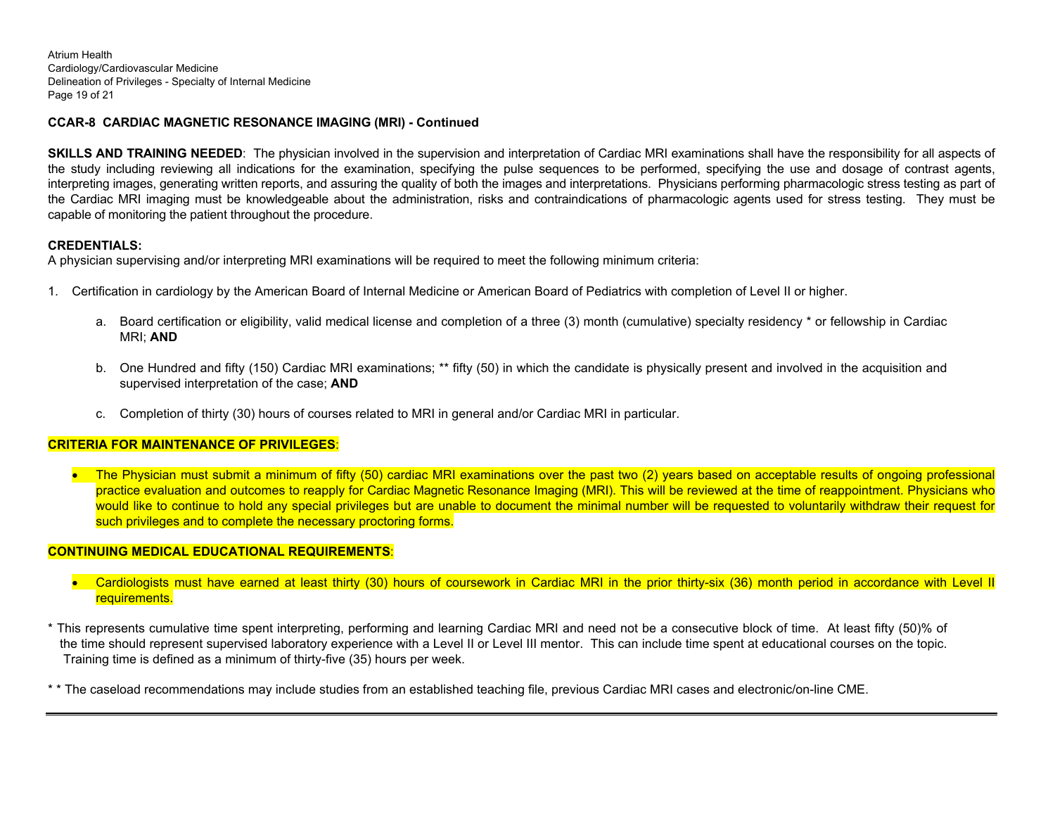## CCAR-8 CARDIAC MAGNETIC RESONANCE IMAGING (MRI) - Continued

**SKILLS AND TRAINING NEEDED**: The physician involved in the supervision and interpretation of Cardiac MRI examinations shall have the responsibility for all aspects of the study including reviewing all indications for the examination, specifying the pulse sequences to be performed, specifying the use and dosage of contrast agents, interpreting images, generating written reports, and assuring the quality of both the images and interpretations. Physicians performing pharmacologic stress testing as part of the Cardiac MRI imaging must be knowledgeable about the administration, risks and contraindications of pharmacologic agents used for stress testing. They must be capable of monitoring the patient throughout the procedure.

**CREDENTIALS:**
A physician supervising and/or interpreting MRI examinations will be required to meet the following minimum criteria:

1. Certification in cardiology by the American Board of Internal Medicine or American Board of Pediatrics with completion of Level II or higher.

   a. Board certification or eligibility, valid medical license and completion of a three (3) month (cumulative) specialty residency * or fellowship in Cardiac MRI; **AND**

   b. One Hundred and fifty (150) Cardiac MRI examinations; ** fifty (50) in which the candidate is physically present and involved in the acquisition and supervised interpretation of the case; **AND**

   c. Completion of thirty (30) hours of courses related to MRI in general and/or Cardiac MRI in particular.

**CRITERIA FOR MAINTENANCE OF PRIVILEGES**:

- The Physician must submit a minimum of fifty (50) cardiac MRI examinations over the past two (2) years based on acceptable results of ongoing professional practice evaluation and outcomes to reapply for Cardiac Magnetic Resonance Imaging (MRI). This will be reviewed at the time of reappointment. Physicians who would like to continue to hold any special privileges but are unable to document the minimal number will be requested to voluntarily withdraw their request for such privileges and to complete the necessary proctoring forms.

**CONTINUING MEDICAL EDUCATIONAL REQUIREMENTS**:

- Cardiologists must have earned at least thirty (30) hours of coursework in Cardiac MRI in the prior thirty-six (36) month period in accordance with Level II requirements.

\* This represents cumulative time spent interpreting, performing and learning Cardiac MRI and need not be a consecutive block of time. At least fifty (50)% of the time should represent supervised laboratory experience with a Level II or Level III mentor. This can include time spent at educational courses on the topic. Training time is defined as a minimum of thirty-five (35) hours per week.

\* \* The caseload recommendations may include studies from an established teaching file, previous Cardiac MRI cases and electronic/on-line CME.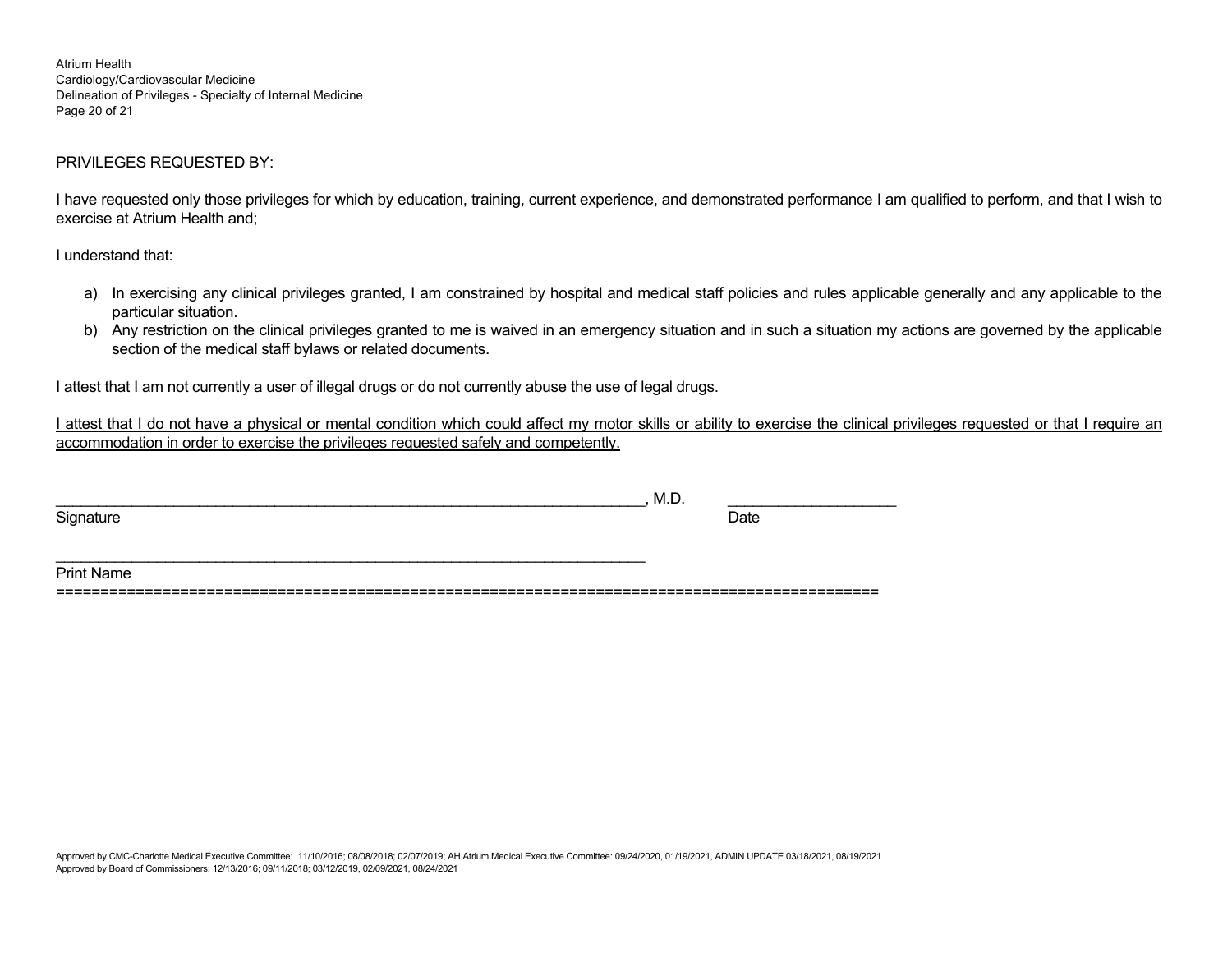PRIVILEGES REQUESTED BY:

I have requested only those privileges for which by education, training, current experience, and demonstrated performance I am qualified to perform, and that I wish to exercise at Atrium Health and;

I understand that:

a) In exercising any clinical privileges granted, I am constrained by hospital and medical staff policies and rules applicable generally and any applicable to the particular situation.
b) Any restriction on the clinical privileges granted to me is waived in an emergency situation and in such a situation my actions are governed by the applicable section of the medical staff bylaws or related documents.

<u>I attest that I am not currently a user of illegal drugs or do not currently abuse the use of legal drugs.</u>

<u>I attest that I do not have a physical or mental condition which could affect my motor skills or ability to exercise the clinical privileges requested or that I require an accommodation in order to exercise the privileges requested safely and competently.</u>

_______________________________________________________________, M.D. ____________________

Signature Date

_______________________________________________________________

Print Name

==========================================================================================

Approved by CMC-Charlotte Medical Executive Committee: 11/10/2016; 08/08/2018; 02/07/2019; AH Atrium Medical Executive Committee: 09/24/2020, 01/19/2021, ADMIN UPDATE 03/18/2021, 08/19/2021
Approved by Board of Commissioners: 12/13/2016; 09/11/2018; 03/12/2019, 02/09/2021, 08/24/2021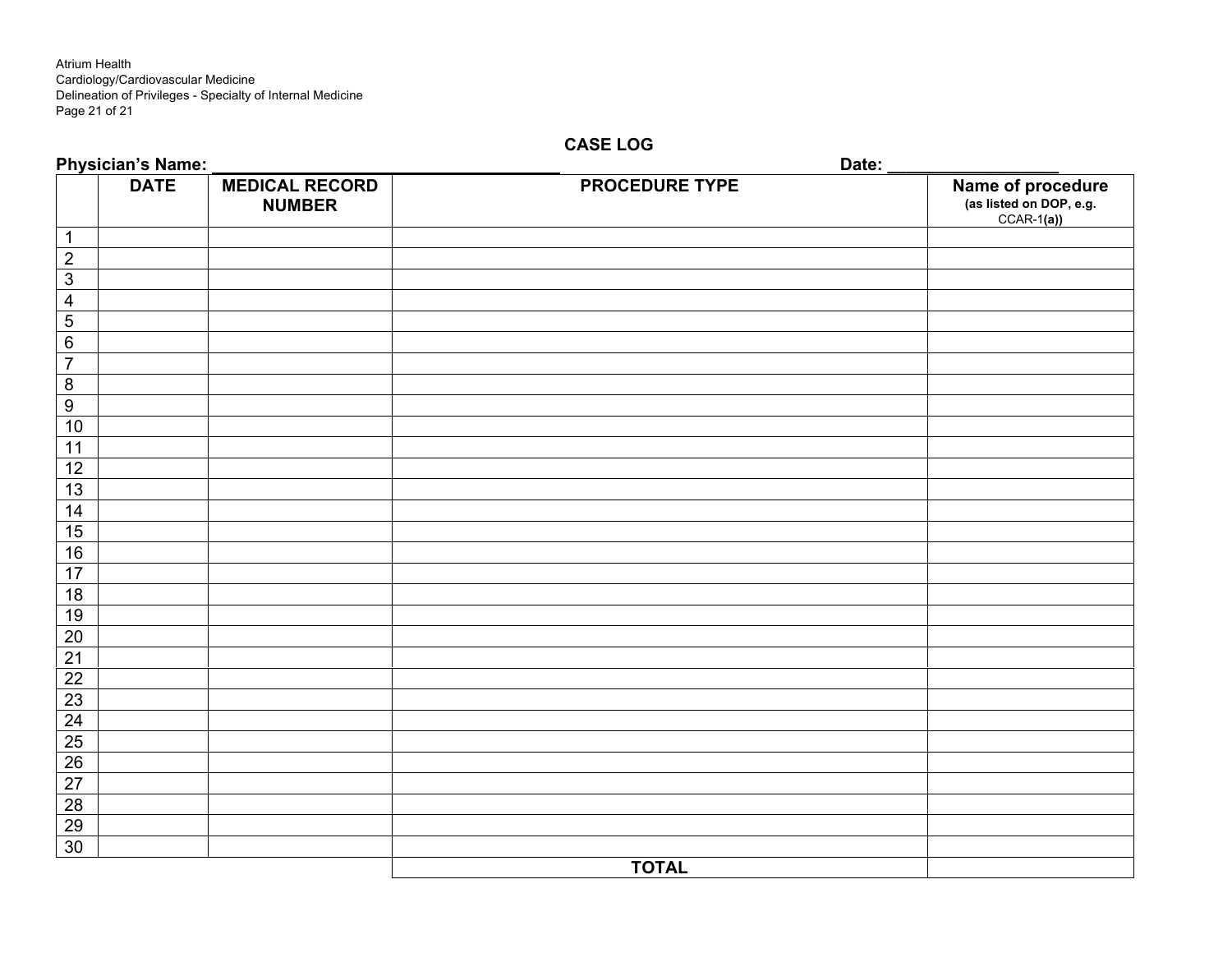## CASE LOG

**Physician's Name:** ______________________________ **Date:** ________________

| | DATE | MEDICAL RECORD NUMBER | PROCEDURE TYPE | Name of procedure (as listed on DOP, e.g. CCAR-1(a)) |
|---|---|---|---|---|
| 1 | | | | |
| 2 | | | | |
| 3 | | | | |
| 4 | | | | |
| 5 | | | | |
| 6 | | | | |
| 7 | | | | |
| 8 | | | | |
| 9 | | | | |
| 10 | | | | |
| 11 | | | | |
| 12 | | | | |
| 13 | | | | |
| 14 | | | | |
| 15 | | | | |
| 16 | | | | |
| 17 | | | | |
| 18 | | | | |
| 19 | | | | |
| 20 | | | | |
| 21 | | | | |
| 22 | | | | |
| 23 | | | | |
| 24 | | | | |
| 25 | | | | |
| 26 | | | | |
| 27 | | | | |
| 28 | | | | |
| 29 | | | | |
| 30 | | | | |
| | | | **TOTAL** | |